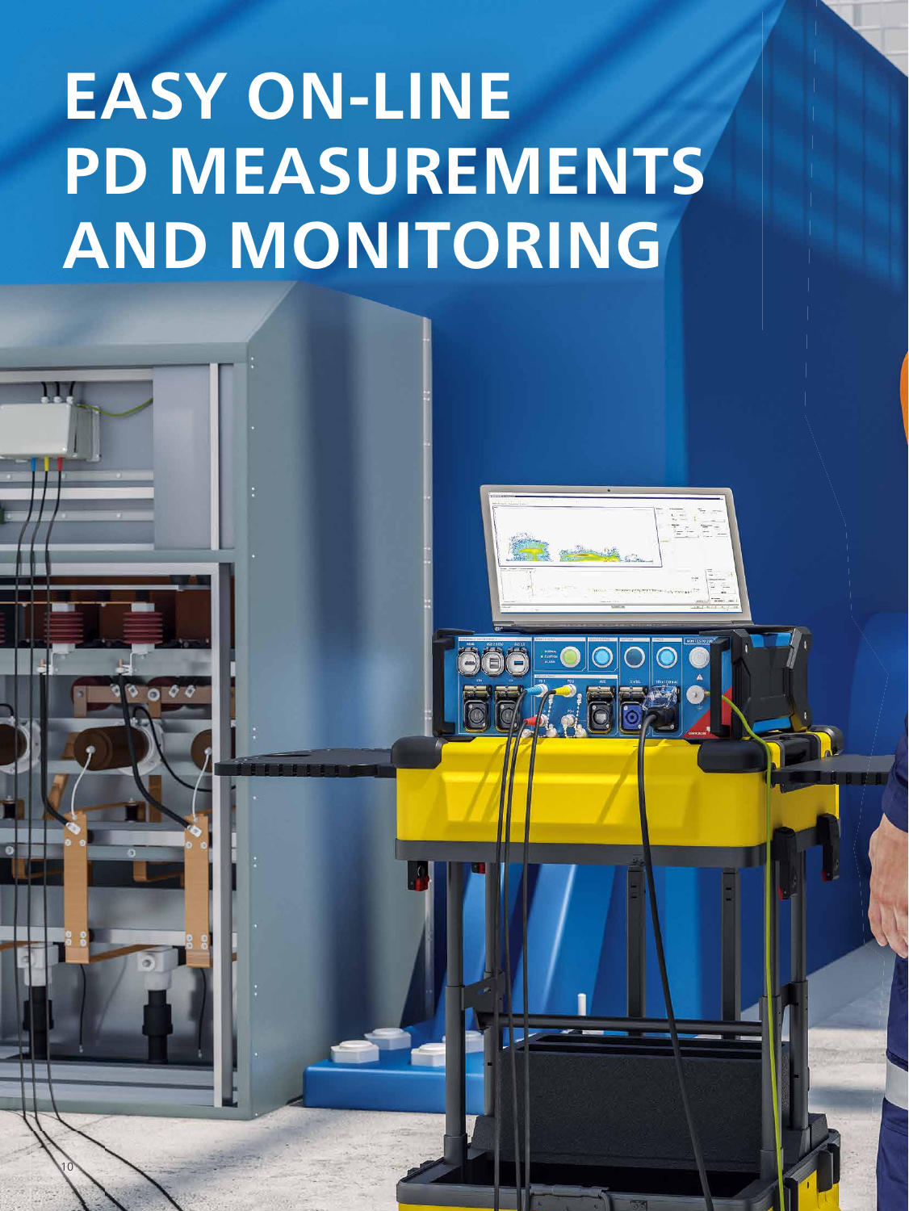# EASY ON-LINE PD MEASUREMENTS AND MONITORING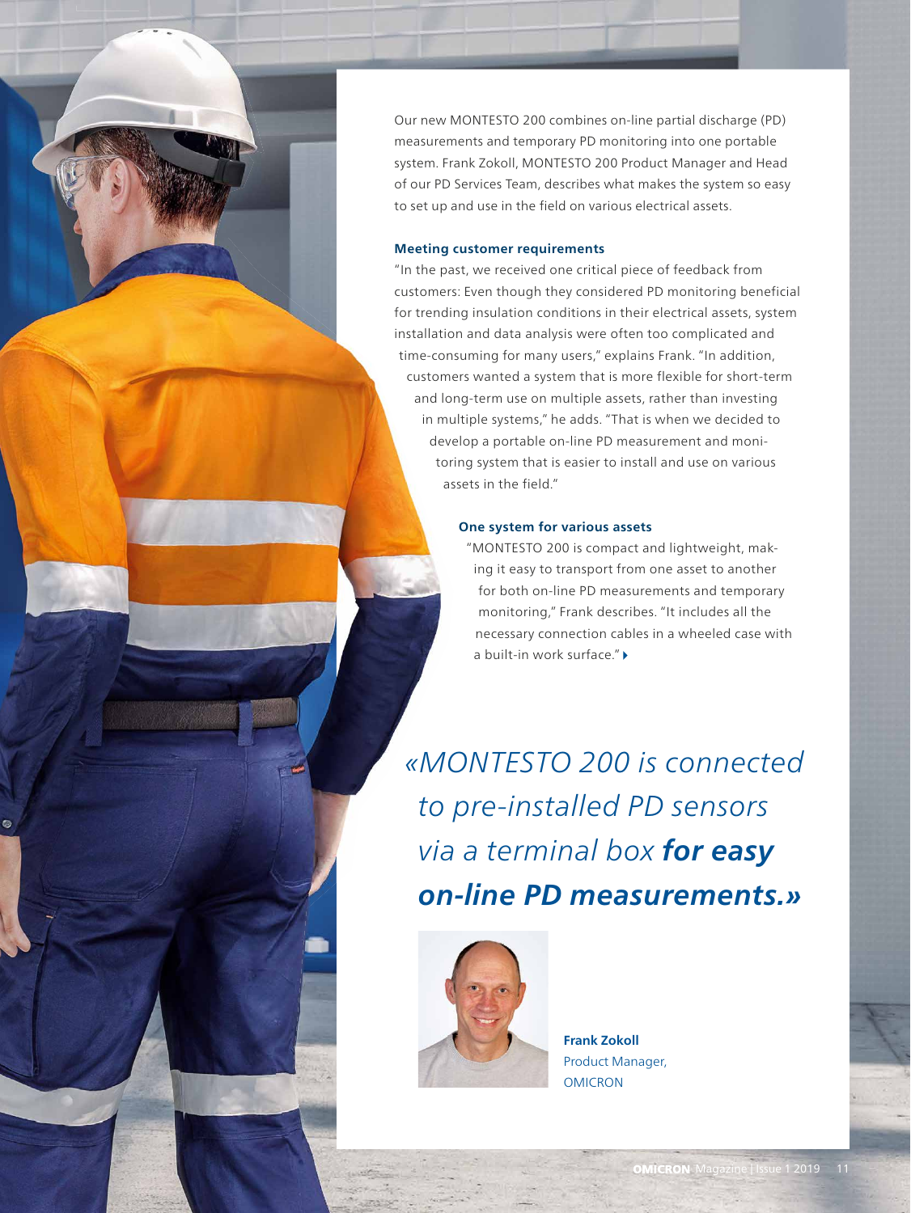Our new MONTESTO 200 combines on-line partial discharge (PD) measurements and temporary PD monitoring into one portable system. Frank Zokoll, MONTESTO 200 Product Manager and Head of our PD Services Team, describes what makes the system so easy to set up and use in the field on various electrical assets.

### Meeting customer requirements

"In the past, we received one critical piece of feedback from customers: Even though they considered PD monitoring beneficial for trending insulation conditions in their electrical assets, system installation and data analysis were often too complicated and time-consuming for many users," explains Frank. "In addition, customers wanted a system that is more flexible for short-term and long-term use on multiple assets, rather than investing in multiple systems," he adds. "That is when we decided to develop a portable on-line PD measurement and monitoring system that is easier to install and use on various assets in the field."

### One system for various assets

"MONTESTO 200 is compact and lightweight, making it easy to transport from one asset to another for both on-line PD measurements and temporary monitoring," Frank describes. "It includes all the necessary connection cables in a wheeled case with a built-in work surface."

*«MONTESTO 200 is connected to pre-installed PD sensors via a terminal box* ***for easy on-line PD measurements.»***

**Frank Zokoll**
Product Manager,
OMICRON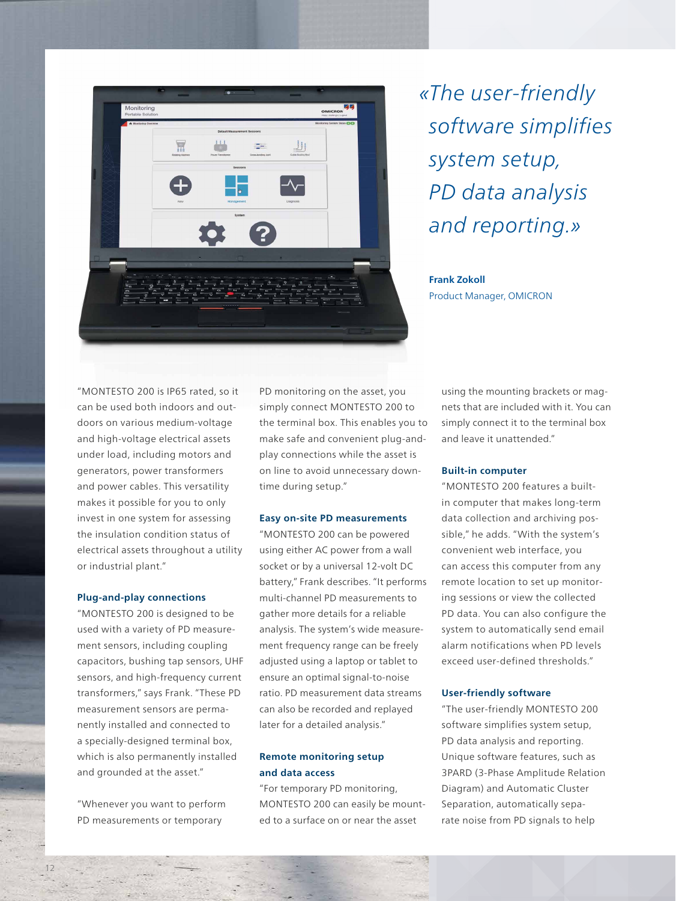*«The user-friendly software simplifies system setup, PD data analysis and reporting.»*

**Frank Zokoll**
Product Manager, OMICRON

"MONTESTO 200 is IP65 rated, so it can be used both indoors and outdoors on various medium-voltage and high-voltage electrical assets under load, including motors and generators, power transformers and power cables. This versatility makes it possible for you to only invest in one system for assessing the insulation condition status of electrical assets throughout a utility or industrial plant."

### Plug-and-play connections

"MONTESTO 200 is designed to be used with a variety of PD measurement sensors, including coupling capacitors, bushing tap sensors, UHF sensors, and high-frequency current transformers," says Frank. "These PD measurement sensors are permanently installed and connected to a specially-designed terminal box, which is also permanently installed and grounded at the asset."

"Whenever you want to perform PD measurements or temporary PD monitoring on the asset, you simply connect MONTESTO 200 to the terminal box. This enables you to make safe and convenient plug-and-play connections while the asset is on line to avoid unnecessary downtime during setup."

### Easy on-site PD measurements

"MONTESTO 200 can be powered using either AC power from a wall socket or by a universal 12-volt DC battery," Frank describes. "It performs multi-channel PD measurements to gather more details for a reliable analysis. The system's wide measurement frequency range can be freely adjusted using a laptop or tablet to ensure an optimal signal-to-noise ratio. PD measurement data streams can also be recorded and replayed later for a detailed analysis."

### Remote monitoring setup and data access

"For temporary PD monitoring, MONTESTO 200 can easily be mounted to a surface on or near the asset using the mounting brackets or magnets that are included with it. You can simply connect it to the terminal box and leave it unattended."

### Built-in computer

"MONTESTO 200 features a built-in computer that makes long-term data collection and archiving possible," he adds. "With the system's convenient web interface, you can access this computer from any remote location to set up monitoring sessions or view the collected PD data. You can also configure the system to automatically send email alarm notifications when PD levels exceed user-defined thresholds."

### User-friendly software

"The user-friendly MONTESTO 200 software simplifies system setup, PD data analysis and reporting. Unique software features, such as 3PARD (3-Phase Amplitude Relation Diagram) and Automatic Cluster Separation, automatically separate noise from PD signals to help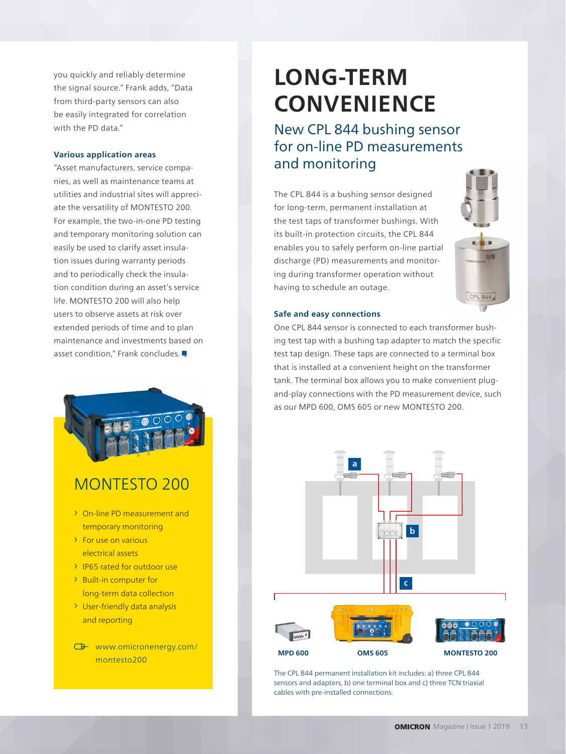you quickly and reliably determine the signal source." Frank adds, "Data from third-party sensors can also be easily integrated for correlation with the PD data."

### Various application areas

"Asset manufacturers, service companies, as well as maintenance teams at utilities and industrial sites will appreciate the versatility of MONTESTO 200. For example, the two-in-one PD testing and temporary monitoring solution can easily be used to clarify asset insulation issues during warranty periods and to periodically check the insulation condition during an asset's service life. MONTESTO 200 will also help users to observe assets at risk over extended periods of time and to plan maintenance and investments based on asset condition," Frank concludes.

## MONTESTO 200

- On-line PD measurement and temporary monitoring
- For use on various electrical assets
- IP65 rated for outdoor use
- Built-in computer for long-term data collection
- User-friendly data analysis and reporting

www.omicronenergy.com/montesto200

# LONG-TERM CONVENIENCE

## New CPL 844 bushing sensor for on-line PD measurements and monitoring

The CPL 844 is a bushing sensor designed for long-term, permanent installation at the test taps of transformer bushings. With its built-in protection circuits, the CPL 844 enables you to safely perform on-line partial discharge (PD) measurements and monitoring during transformer operation without having to schedule an outage.

### Safe and easy connections

One CPL 844 sensor is connected to each transformer bushing test tap with a bushing tap adapter to match the specific test tap design. These taps are connected to a terminal box that is installed at a convenient height on the transformer tank. The terminal box allows you to make convenient plug-and-play connections with the PD measurement device, such as our MPD 600, OMS 605 or new MONTESTO 200.

a

b

c

MPD 600

OMS 605

MONTESTO 200

The CPL 844 permanent installation kit includes: a) three CPL 844 sensors and adapters, b) one terminal box and c) three TCN triaxial cables with pre-installed connections.